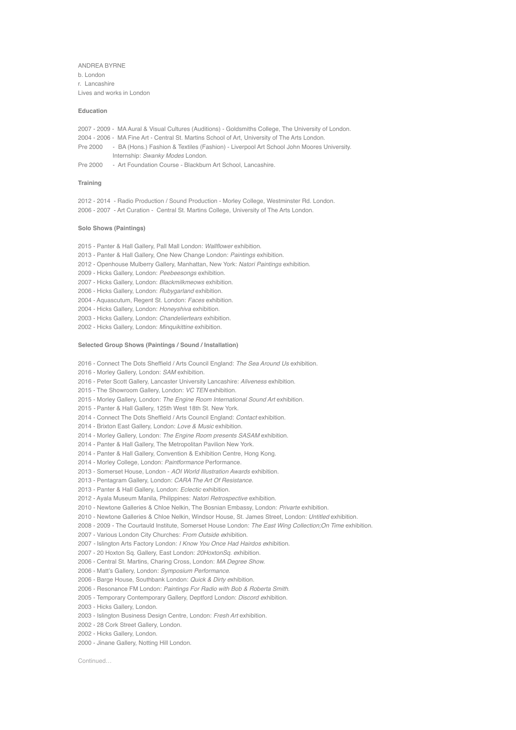ANDREA BYRNE
b. London
r. Lancashire
Lives and works in London

**Education**

2007 - 2009 - MA Aural & Visual Cultures (Auditions) - Goldsmiths College, The University of London.
2004 - 2006 - MA Fine Art - Central St. Martins School of Art, University of The Arts London.
Pre 2000 - BA (Hons.) Fashion & Textiles (Fashion) - Liverpool Art School John Moores University.
Internship: *Swanky Modes* London.
Pre 2000 - Art Foundation Course - Blackburn Art School, Lancashire.

**Training**

2012 - 2014 - Radio Production / Sound Production - Morley College, Westminster Rd. London.
2006 - 2007 - Art Curation - Central St. Martins College, University of The Arts London.

**Solo Shows (Paintings)**

2015 - Panter & Hall Gallery, Pall Mall London: *Wallflower* exhibition.
2013 - Panter & Hall Gallery, One New Change London: *Paintings* exhibition.
2012 - Openhouse Mulberry Gallery, Manhattan, New York: *Natori Paintings* exhibition.
2009 - Hicks Gallery, London: *Peebeesongs* exhibition.
2007 - Hicks Gallery, London: *Blackmilkmeows* exhibition.
2006 - Hicks Gallery, London: *Rubygarland* exhibition.
2004 - Aquascutum, Regent St. London: *Faces* exhibition.
2004 - Hicks Gallery, London: *Honeyshiva* exhibition.
2003 - Hicks Gallery, London: *Chandeliertears* exhibition.
2002 - Hicks Gallery, London: *Minquikittine* exhibition.

**Selected Group Shows (Paintings / Sound / Installation)**

2016 - Connect The Dots Sheffield / Arts Council England: *The Sea Around Us* exhibition.
2016 - Morley Gallery, London: *SAM* exhibition.
2016 - Peter Scott Gallery, Lancaster University Lancashire: *Aliveness* exhibition.
2015 - The Showroom Gallery, London: *VC TEN* exhibition.
2015 - Morley Gallery, London: *The Engine Room International Sound Art* exhibition.
2015 - Panter & Hall Gallery, 125th West 18th St. New York.
2014 - Connect The Dots Sheffield / Arts Council England: *Contact* exhibition.
2014 - Brixton East Gallery, London: *Love & Music* exhibition.
2014 - Morley Gallery, London: *The Engine Room presents SASAM* exhibition.
2014 - Panter & Hall Gallery, The Metropolitan Pavilion New York.
2014 - Panter & Hall Gallery, Convention & Exhibition Centre, Hong Kong.
2014 - Morley College, London: *Paintformance* Performance.
2013 - Somerset House, London - *AOI World Illustration Awards* exhibition.
2013 - Pentagram Gallery, London: *CARA The Art Of Resistance.*
2013 - Panter & Hall Gallery, London: *Eclectic* exhibition.
2012 - Ayala Museum Manila, Philippines: *Natori Retrospective* exhibition.
2010 - Newtone Galleries & Chloe Nelkin, The Bosnian Embassy, London: *Privarte* exhibition.
2010 - Newtone Galleries & Chloe Nelkin, Windsor House, St. James Street, London: *Untitled* exhibition.
2008 - 2009 - The Courtauld Institute, Somerset House London: *The East Wing Collection;On Time* exhibition.
2007 - Various London City Churches: *From Outside e*xhibition.
2007 - Islington Arts Factory London: *I Know You Once Had Hairdos e*xhibition.
2007 - 20 Hoxton Sq. Gallery, East London: *20HoxtonSq. e*xhibition.
2006 - Central St. Martins, Charing Cross, London: *MA Degree Show.*
2006 - Matt's Gallery, London: *Symposium Performance.*
2006 - Barge House, Southbank London: *Quick & Dirty e*xhibition.
2006 - Resonance FM London: *Paintings For Radio with Bob & Roberta Smith.*
2005 - Temporary Contemporary Gallery, Deptford London: *Discord e*xhibition.
2003 - Hicks Gallery, London.
2003 - Islington Business Design Centre, London: *Fresh Art* exhibition.
2002 - 28 Cork Street Gallery, London.
2002 - Hicks Gallery, London.
2000 - Jinane Gallery, Notting Hill London.

Continued…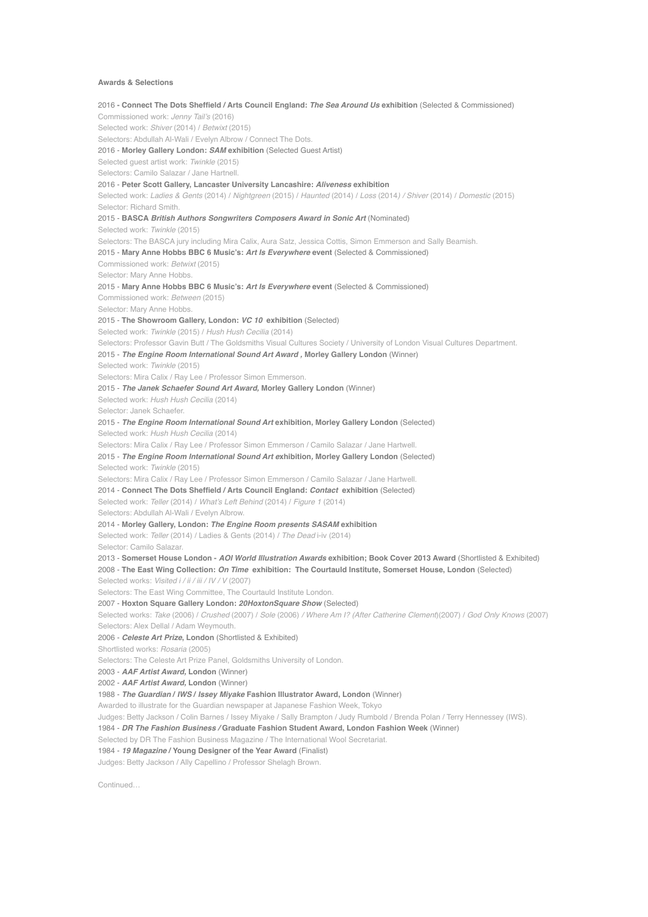**Awards & Selections**

2016 - **Connect The Dots Sheffield / Arts Council England: *The Sea Around Us* exhibition** (Selected & Commissioned)
Commissioned work: *Jenny Tail's* (2016)
Selected work: *Shiver* (2014) / *Betwixt* (2015)
Selectors: Abdullah Al-Wali / Evelyn Albrow / Connect The Dots.
2016 - **Morley Gallery London: *SAM* exhibition** (Selected Guest Artist)
Selected guest artist work: *Twinkle* (2015)
Selectors: Camilo Salazar / Jane Hartnell.
2016 - **Peter Scott Gallery, Lancaster University Lancashire: *Aliveness* exhibition**
Selected work: *Ladies & Gents* (2014) / *Nightgreen* (2015) / *Haunted* (2014) / *Loss* (2014) / *Shiver* (2014) / *Domestic* (2015)
Selector: Richard Smith.
2015 - **BASCA *British Authors Songwriters Composers Award in Sonic Art*** (Nominated)
Selected work: *Twinkle* (2015)
Selectors: The BASCA jury including Mira Calix, Aura Satz, Jessica Cottis, Simon Emmerson and Sally Beamish.
2015 - **Mary Anne Hobbs BBC 6 Music's: *Art Is Everywhere* event** (Selected & Commissioned)
Commissioned work: *Betwixt* (2015)
Selector: Mary Anne Hobbs.
2015 - **Mary Anne Hobbs BBC 6 Music's: *Art Is Everywhere* event** (Selected & Commissioned)
Commissioned work: *Between* (2015)
Selector: Mary Anne Hobbs.
2015 - **The Showroom Gallery, London: *VC 10* exhibition** (Selected)
Selected work: *Twinkle* (2015) / *Hush Hush Cecilia* (2014)
Selectors: Professor Gavin Butt / The Goldsmiths Visual Cultures Society / University of London Visual Cultures Department.
2015 - ***The Engine Room International Sound Art Award* , Morley Gallery London** (Winner)
Selected work: *Twinkle* (2015)
Selectors: Mira Calix / Ray Lee / Professor Simon Emmerson.
2015 - ***The Janek Schaefer Sound Art Award*, Morley Gallery London** (Winner)
Selected work: *Hush Hush Cecilia* (2014)
Selector: Janek Schaefer.
2015 - ***The Engine Room International Sound Art* exhibition, Morley Gallery London** (Selected)
Selected work: *Hush Hush Cecilia* (2014)
Selectors: Mira Calix / Ray Lee / Professor Simon Emmerson / Camilo Salazar / Jane Hartwell.
2015 - ***The Engine Room International Sound Art* exhibition, Morley Gallery London** (Selected)
Selected work: *Twinkle* (2015)
Selectors: Mira Calix / Ray Lee / Professor Simon Emmerson / Camilo Salazar / Jane Hartwell.
2014 - **Connect The Dots Sheffield / Arts Council England: *Contact* exhibition** (Selected)
Selected work: *Teller* (2014) / *What's Left Behind* (2014) / *Figure 1* (2014)
Selectors: Abdullah Al-Wali / Evelyn Albrow.
2014 - **Morley Gallery, London: *The Engine Room presents SASAM* exhibition**
Selected work: *Teller* (2014) / Ladies & Gents (2014) / *The Dead* i-iv (2014)
Selector: Camilo Salazar.
2013 - **Somerset House London - *AOI World Illustration Awards* exhibition; Book Cover 2013 Award** (Shortlisted & Exhibited)
2008 - **The East Wing Collection: *On Time* exhibition: The Courtauld Institute, Somerset House, London** (Selected)
Selected works: *Visited i / ii / iii / IV / V* (2007)
Selectors: The East Wing Committee, The Courtauld Institute London.
2007 - **Hoxton Square Gallery London: *20HoxtonSquare Show*** (Selected)
Selected works: *Take* (2006) / *Crushed* (2007) / *Sole* (2006) / *Where Am I? (After Catherine Clement)*(2007) / *God Only Knows* (2007)
Selectors: Alex Dellal / Adam Weymouth.
2006 - ***Celeste Art Prize*, London** (Shortlisted & Exhibited)
Shortlisted works: *Rosaria* (2005)
Selectors: The Celeste Art Prize Panel, Goldsmiths University of London.
2003 - ***AAF Artist Award*, London** (Winner)
2002 - ***AAF Artist Award*, London** (Winner)
1988 - ***The Guardian / IWS / Issey Miyake* Fashion Illustrator Award, London** (Winner)
Awarded to illustrate for the Guardian newspaper at Japanese Fashion Week, Tokyo
Judges: Betty Jackson / Colin Barnes / Issey Miyake / Sally Brampton / Judy Rumbold / Brenda Polan / Terry Hennessey (IWS).
1984 - ***DR The Fashion Business /* Graduate Fashion Student Award, London Fashion Week** (Winner)
Selected by DR The Fashion Business Magazine / The International Wool Secretariat.
1984 - ***19 Magazine* / Young Designer of the Year Award** (Finalist)
Judges: Betty Jackson / Ally Capellino / Professor Shelagh Brown.

Continued…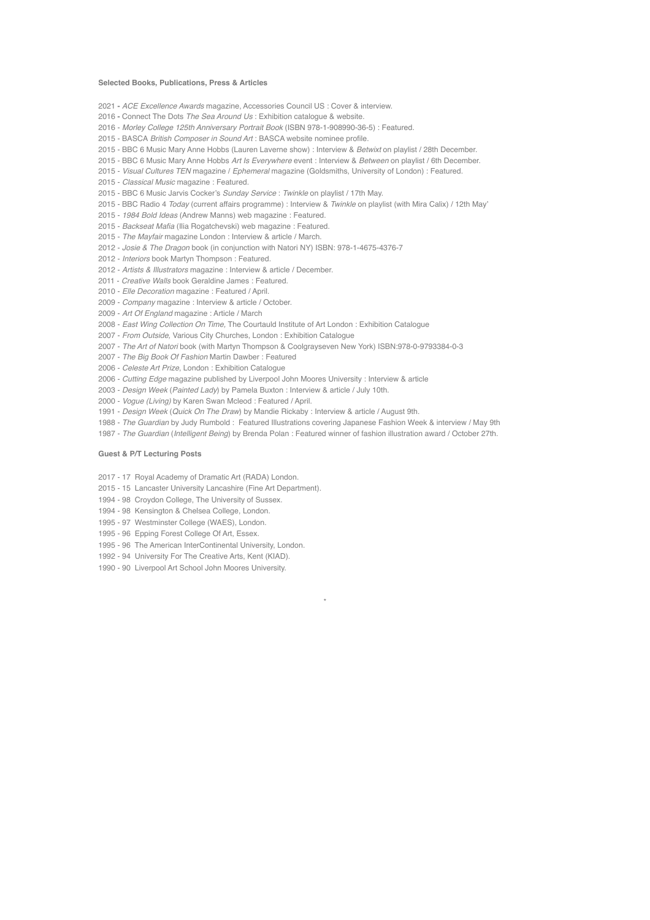**Selected Books, Publications, Press & Articles**

2021 - *ACE Excellence Awards* magazine, Accessories Council US : Cover & interview.
2016 - Connect The Dots *The Sea Around Us* : Exhibition catalogue & website.
2016 - *Morley College 125th Anniversary Portrait Book* (ISBN 978-1-908990-36-5) : Featured.
2015 - BASCA *British Composer in Sound Art* : BASCA website nominee profile.
2015 - BBC 6 Music Mary Anne Hobbs (Lauren Laverne show) : Interview & *Betwixt* on playlist / 28th December.
2015 - BBC 6 Music Mary Anne Hobbs *Art Is Everywhere* event : Interview & *Between* on playlist / 6th December.
2015 - *Visual Cultures TEN* magazine / *Ephemeral* magazine (Goldsmiths, University of London) : Featured.
2015 - *Classical Music* magazine : Featured.
2015 - BBC 6 Music Jarvis Cocker's *Sunday Service* : *Twinkle* on playlist / 17th May.
2015 - BBC Radio 4 *Today* (current affairs programme) : Interview & *Twinkle* on playlist (with Mira Calix) / 12th May'
2015 - *1984 Bold Ideas* (Andrew Manns) web magazine : Featured.
2015 - *Backseat Mafia* (Ilia Rogatchevski) web magazine : Featured.
2015 - *The Mayfair* magazine London : Interview & article / March.
2012 - *Josie & The Dragon* book (in conjunction with Natori NY) ISBN: 978-1-4675-4376-7
2012 - *Interiors* book Martyn Thompson : Featured.
2012 - *Artists & Illustrators* magazine : Interview & article / December.
2011 - *Creative Walls* book Geraldine James : Featured.
2010 - *Elle Decoration* magazine : Featured / April.
2009 - *Company* magazine : Interview & article / October.
2009 - *Art Of England* magazine : Article / March
2008 - *East Wing Collection On Time*, The Courtauld Institute of Art London : Exhibition Catalogue
2007 - *From Outside*, Various City Churches, London : Exhibition Catalogue
2007 - *The Art of Natori* book (with Martyn Thompson & Coolgrayseven New York) ISBN:978-0-9793384-0-3
2007 - *The Big Book Of Fashion* Martin Dawber : Featured
2006 - *Celeste Art Prize*, London : Exhibition Catalogue
2006 - *Cutting Edge* magazine published by Liverpool John Moores University : Interview & article
2003 - *Design Week* (*Painted Lady*) by Pamela Buxton : Interview & article / July 10th.
2000 - *Vogue (Living)* by Karen Swan Mcleod : Featured / April.
1991 - *Design Week* (*Quick On The Draw*) by Mandie Rickaby : Interview & article / August 9th.
1988 - *The Guardian* by Judy Rumbold : Featured Illustrations covering Japanese Fashion Week & interview / May 9th
1987 - *The Guardian* (*Intelligent Being*) by Brenda Polan : Featured winner of fashion illustration award / October 27th.

**Guest & P/T Lecturing Posts**

2017 - 17 Royal Academy of Dramatic Art (RADA) London.
2015 - 15 Lancaster University Lancashire (Fine Art Department).
1994 - 98 Croydon College, The University of Sussex.
1994 - 98 Kensington & Chelsea College, London.
1995 - 97 Westminster College (WAES), London.
1995 - 96 Epping Forest College Of Art, Essex.
1995 - 96 The American InterContinental University, London.
1992 - 94 University For The Creative Arts, Kent (KIAD).
1990 - 90 Liverpool Art School John Moores University.

*